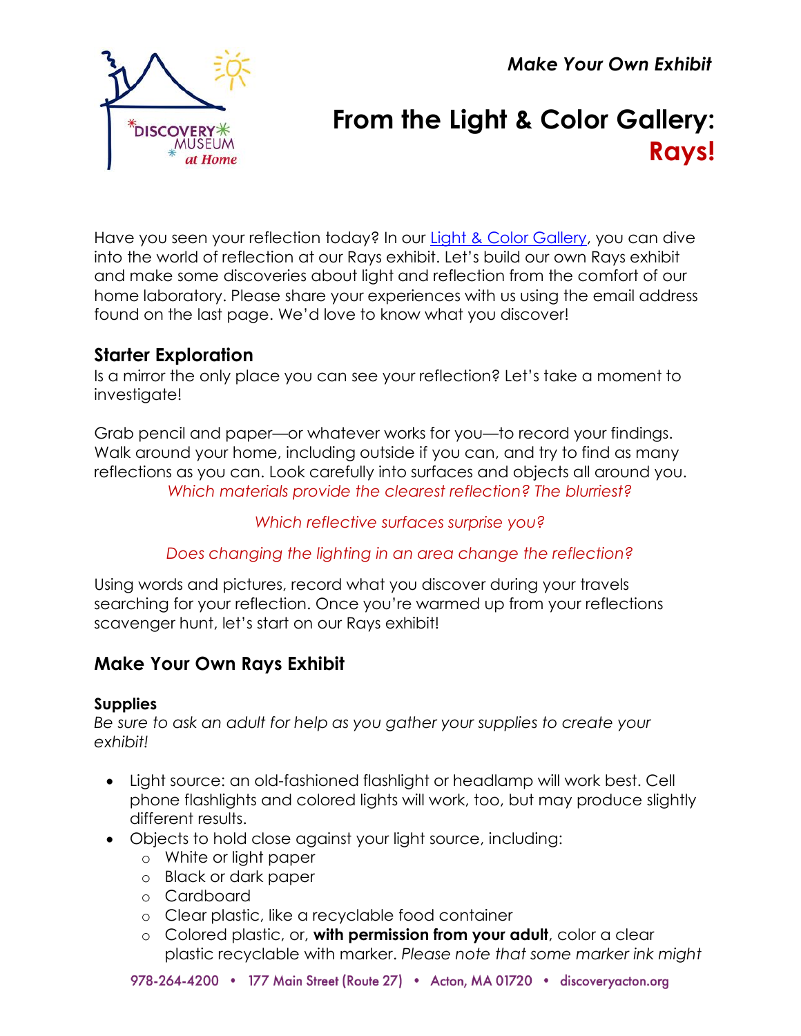*Make Your Own Exhibit*

# From the Light & Color Gallery: Rays!

Have you seen your reflection today? In our Light & Color Gallery, you can dive into the world of reflection at our Rays exhibit. Let's build our own Rays exhibit and make some discoveries about light and reflection from the comfort of our home laboratory. Please share your experiences with us using the email address found on the last page. We'd love to know what you discover!

## Starter Exploration

Is a mirror the only place you can see your reflection? Let's take a moment to investigate!

Grab pencil and paper—or whatever works for you—to record your findings. Walk around your home, including outside if you can, and try to find as many reflections as you can. Look carefully into surfaces and objects all around you.

*Which materials provide the clearest reflection? The blurriest?*

*Which reflective surfaces surprise you?*

*Does changing the lighting in an area change the reflection?*

Using words and pictures, record what you discover during your travels searching for your reflection. Once you're warmed up from your reflections scavenger hunt, let's start on our Rays exhibit!

## Make Your Own Rays Exhibit

### Supplies

*Be sure to ask an adult for help as you gather your supplies to create your exhibit!*

- Light source: an old-fashioned flashlight or headlamp will work best. Cell phone flashlights and colored lights will work, too, but may produce slightly different results.
- Objects to hold close against your light source, including:
  - White or light paper
  - Black or dark paper
  - Cardboard
  - Clear plastic, like a recyclable food container
  - Colored plastic, or, **with permission from your adult**, color a clear plastic recyclable with marker. *Please note that some marker ink might*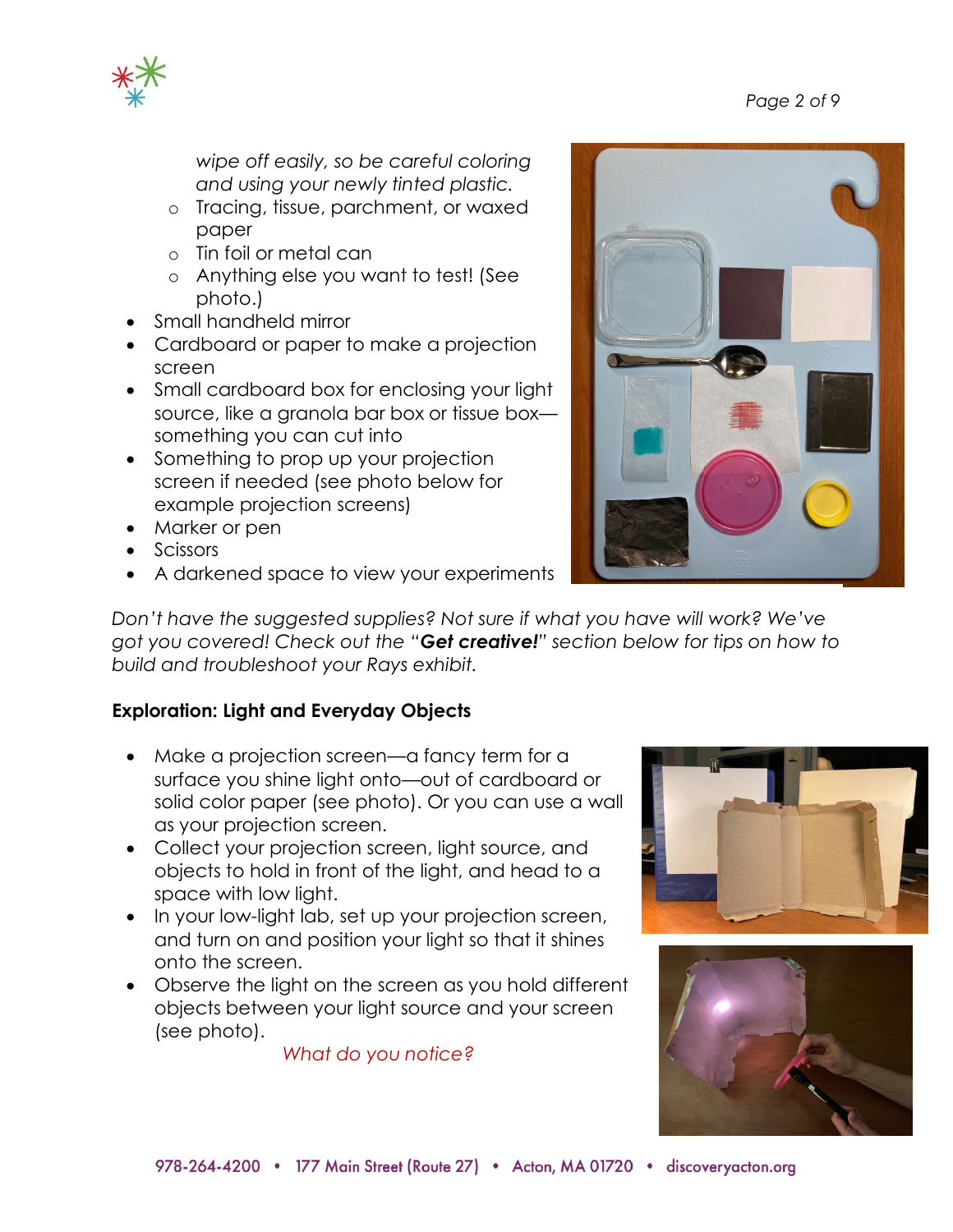*wipe off easily, so be careful coloring and using your newly tinted plastic.*
  - Tracing, tissue, parchment, or waxed paper
  - Tin foil or metal can
  - Anything else you want to test! (See photo.)
- Small handheld mirror
- Cardboard or paper to make a projection screen
- Small cardboard box for enclosing your light source, like a granola bar box or tissue box—something you can cut into
- Something to prop up your projection screen if needed (see photo below for example projection screens)
- Marker or pen
- Scissors
- A darkened space to view your experiments

*Don't have the suggested supplies? Not sure if what you have will work? We've got you covered! Check out the "**Get creative!**" section below for tips on how to build and troubleshoot your Rays exhibit.*

**Exploration: Light and Everyday Objects**

- Make a projection screen—a fancy term for a surface you shine light onto—out of cardboard or solid color paper (see photo). Or you can use a wall as your projection screen.
- Collect your projection screen, light source, and objects to hold in front of the light, and head to a space with low light.
- In your low-light lab, set up your projection screen, and turn on and position your light so that it shines onto the screen.
- Observe the light on the screen as you hold different objects between your light source and your screen (see photo).

*What do you notice?*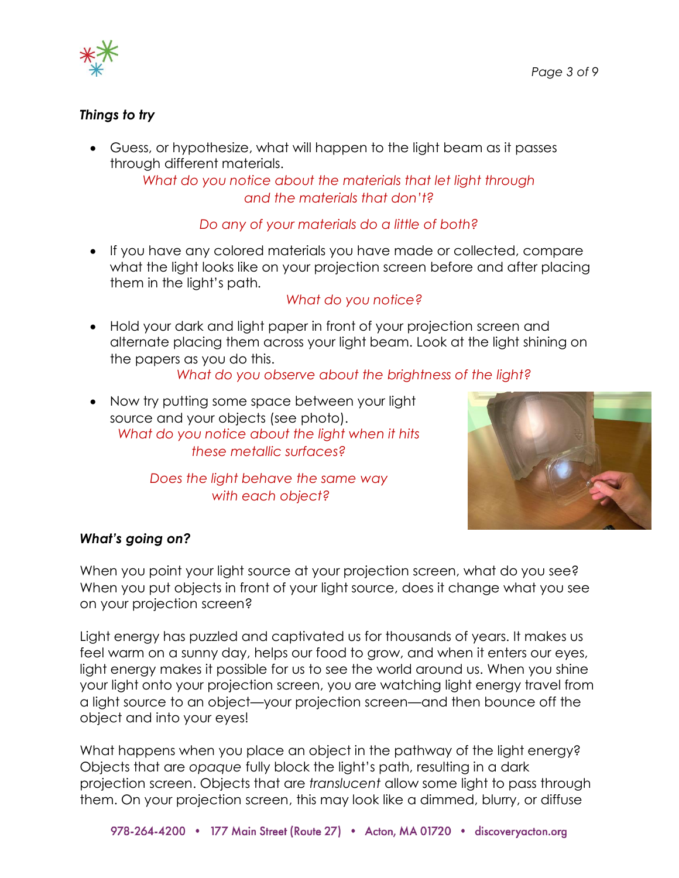***Things to try***

- Guess, or hypothesize, what will happen to the light beam as it passes through different materials.

  *What do you notice about the materials that let light through and the materials that don't?*

  *Do any of your materials do a little of both?*

- If you have any colored materials you have made or collected, compare what the light looks like on your projection screen before and after placing them in the light's path.

  *What do you notice?*

- Hold your dark and light paper in front of your projection screen and alternate placing them across your light beam. Look at the light shining on the papers as you do this.

  *What do you observe about the brightness of the light?*

- Now try putting some space between your light source and your objects (see photo).

  *What do you notice about the light when it hits these metallic surfaces?*

  *Does the light behave the same way with each object?*

***What's going on?***

When you point your light source at your projection screen, what do you see? When you put objects in front of your light source, does it change what you see on your projection screen?

Light energy has puzzled and captivated us for thousands of years. It makes us feel warm on a sunny day, helps our food to grow, and when it enters our eyes, light energy makes it possible for us to see the world around us. When you shine your light onto your projection screen, you are watching light energy travel from a light source to an object—your projection screen—and then bounce off the object and into your eyes!

What happens when you place an object in the pathway of the light energy? Objects that are *opaque* fully block the light's path, resulting in a dark projection screen. Objects that are *translucent* allow some light to pass through them. On your projection screen, this may look like a dimmed, blurry, or diffuse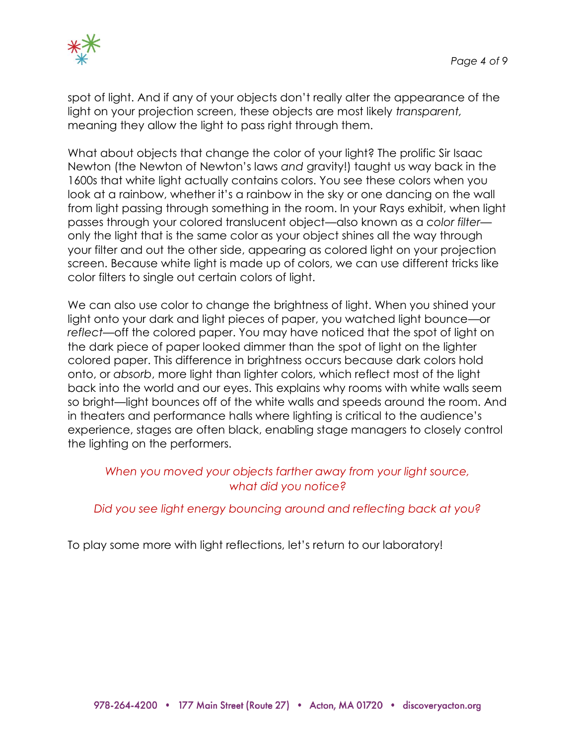spot of light. And if any of your objects don't really alter the appearance of the light on your projection screen, these objects are most likely *transparent,* meaning they allow the light to pass right through them.

What about objects that change the color of your light? The prolific Sir Isaac Newton (the Newton of Newton's laws *and* gravity!) taught us way back in the 1600s that white light actually contains colors. You see these colors when you look at a rainbow, whether it's a rainbow in the sky or one dancing on the wall from light passing through something in the room. In your Rays exhibit, when light passes through your colored translucent object—also known as a *color filter*—only the light that is the same color as your object shines all the way through your filter and out the other side, appearing as colored light on your projection screen. Because white light is made up of colors, we can use different tricks like color filters to single out certain colors of light.

We can also use color to change the brightness of light. When you shined your light onto your dark and light pieces of paper, you watched light bounce—or *reflect*—off the colored paper. You may have noticed that the spot of light on the dark piece of paper looked dimmer than the spot of light on the lighter colored paper. This difference in brightness occurs because dark colors hold onto, or *absorb*, more light than lighter colors, which reflect most of the light back into the world and our eyes. This explains why rooms with white walls seem so bright—light bounces off of the white walls and speeds around the room. And in theaters and performance halls where lighting is critical to the audience's experience, stages are often black, enabling stage managers to closely control the lighting on the performers.

*When you moved your objects farther away from your light source, what did you notice?*

*Did you see light energy bouncing around and reflecting back at you?*

To play some more with light reflections, let's return to our laboratory!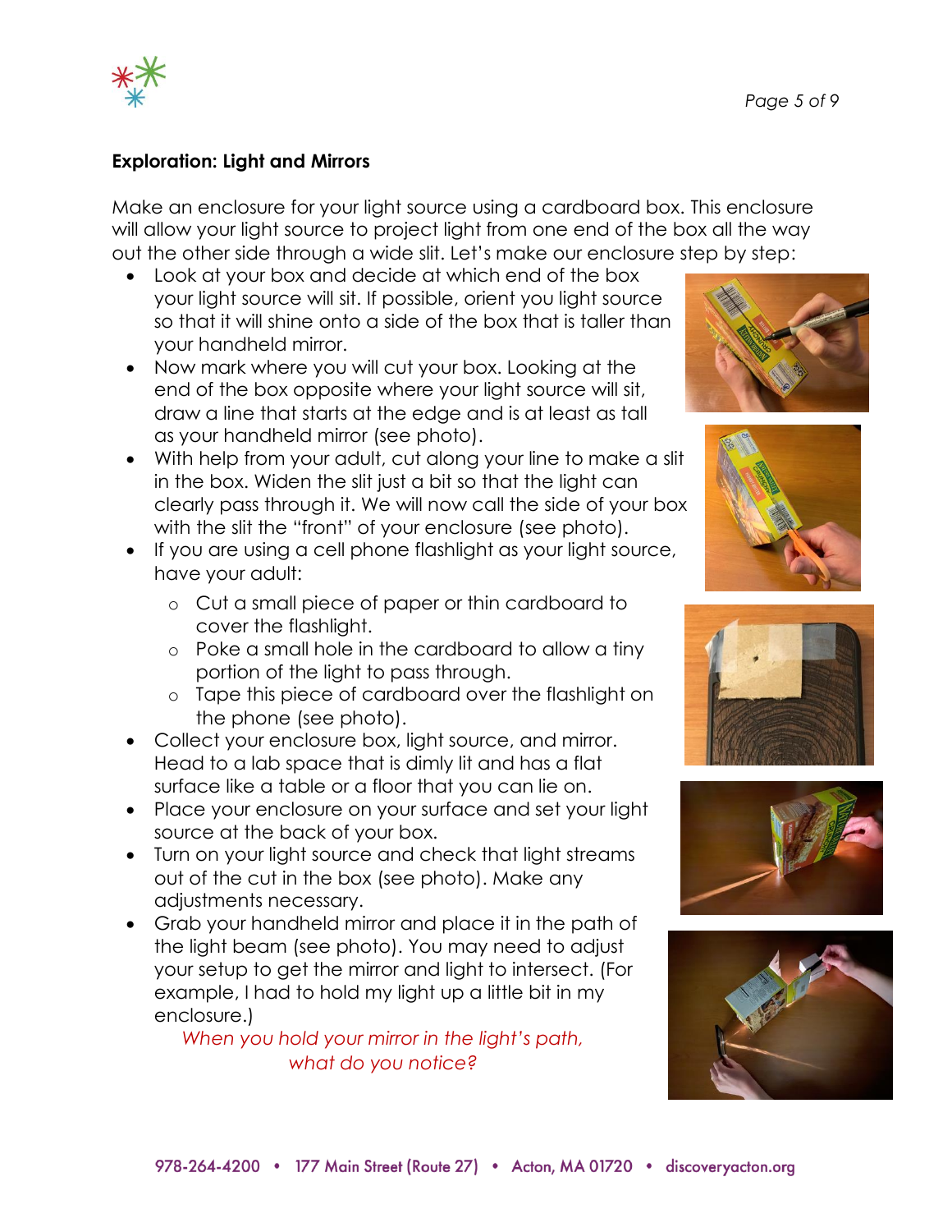**Exploration: Light and Mirrors**

Make an enclosure for your light source using a cardboard box. This enclosure will allow your light source to project light from one end of the box all the way out the other side through a wide slit. Let's make our enclosure step by step:

- Look at your box and decide at which end of the box your light source will sit. If possible, orient you light source so that it will shine onto a side of the box that is taller than your handheld mirror.
- Now mark where you will cut your box. Looking at the end of the box opposite where your light source will sit, draw a line that starts at the edge and is at least as tall as your handheld mirror (see photo).
- With help from your adult, cut along your line to make a slit in the box. Widen the slit just a bit so that the light can clearly pass through it. We will now call the side of your box with the slit the "front" of your enclosure (see photo).
- If you are using a cell phone flashlight as your light source, have your adult:
  - Cut a small piece of paper or thin cardboard to cover the flashlight.
  - Poke a small hole in the cardboard to allow a tiny portion of the light to pass through.
  - Tape this piece of cardboard over the flashlight on the phone (see photo).
- Collect your enclosure box, light source, and mirror. Head to a lab space that is dimly lit and has a flat surface like a table or a floor that you can lie on.
- Place your enclosure on your surface and set your light source at the back of your box.
- Turn on your light source and check that light streams out of the cut in the box (see photo). Make any adjustments necessary.
- Grab your handheld mirror and place it in the path of the light beam (see photo). You may need to adjust your setup to get the mirror and light to intersect. (For example, I had to hold my light up a little bit in my enclosure.)

*When you hold your mirror in the light's path, what do you notice?*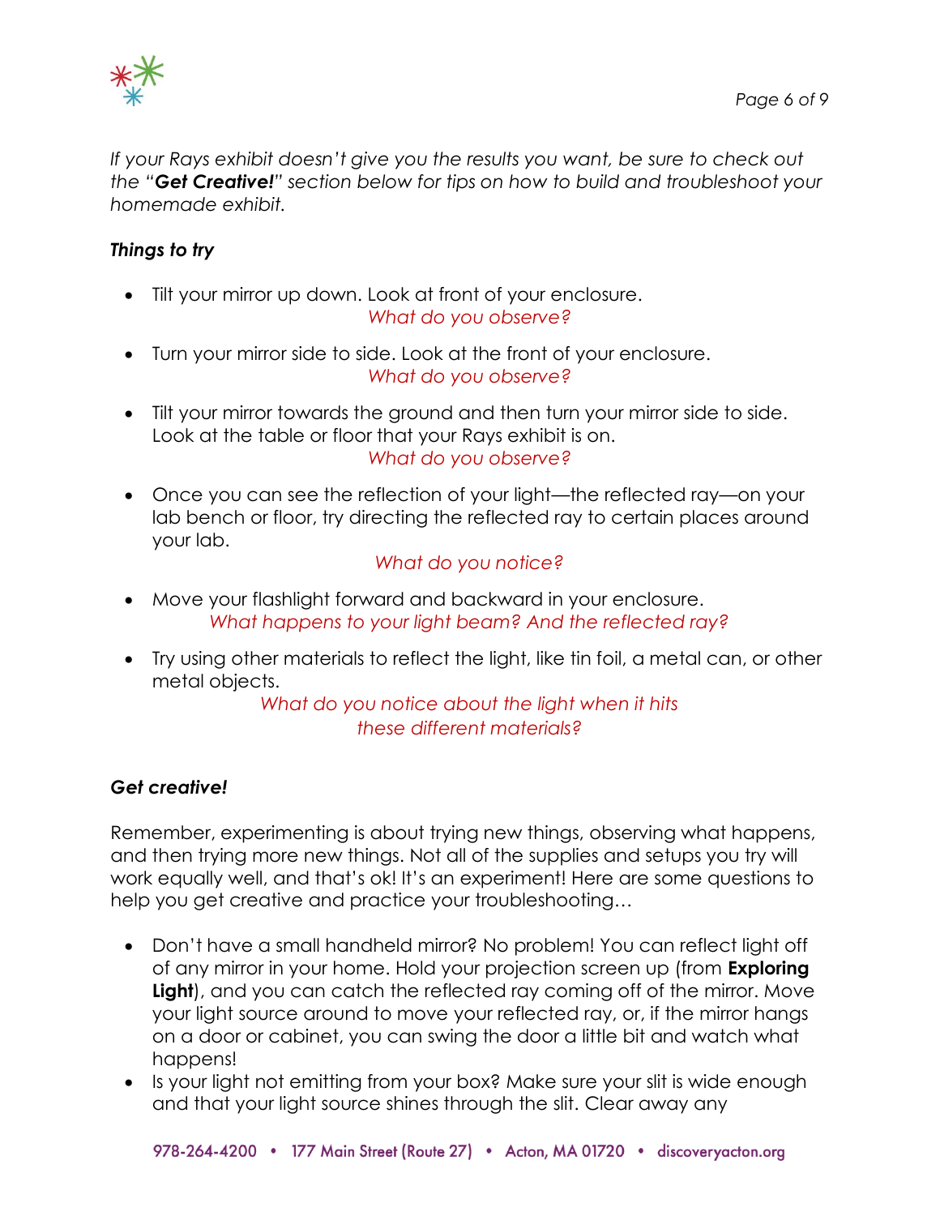*If your Rays exhibit doesn't give you the results you want, be sure to check out the "**Get Creative!**" section below for tips on how to build and troubleshoot your homemade exhibit.*

***Things to try***

- Tilt your mirror up down. Look at front of your enclosure.
  *What do you observe?*
- Turn your mirror side to side. Look at the front of your enclosure.
  *What do you observe?*
- Tilt your mirror towards the ground and then turn your mirror side to side. Look at the table or floor that your Rays exhibit is on.
  *What do you observe?*
- Once you can see the reflection of your light—the reflected ray—on your lab bench or floor, try directing the reflected ray to certain places around your lab.
  *What do you notice?*
- Move your flashlight forward and backward in your enclosure.
  *What happens to your light beam? And the reflected ray?*
- Try using other materials to reflect the light, like tin foil, a metal can, or other metal objects.
  *What do you notice about the light when it hits these different materials?*

***Get creative!***

Remember, experimenting is about trying new things, observing what happens, and then trying more new things. Not all of the supplies and setups you try will work equally well, and that's ok! It's an experiment! Here are some questions to help you get creative and practice your troubleshooting…

- Don't have a small handheld mirror? No problem! You can reflect light off of any mirror in your home. Hold your projection screen up (from **Exploring Light**), and you can catch the reflected ray coming off of the mirror. Move your light source around to move your reflected ray, or, if the mirror hangs on a door or cabinet, you can swing the door a little bit and watch what happens!
- Is your light not emitting from your box? Make sure your slit is wide enough and that your light source shines through the slit. Clear away any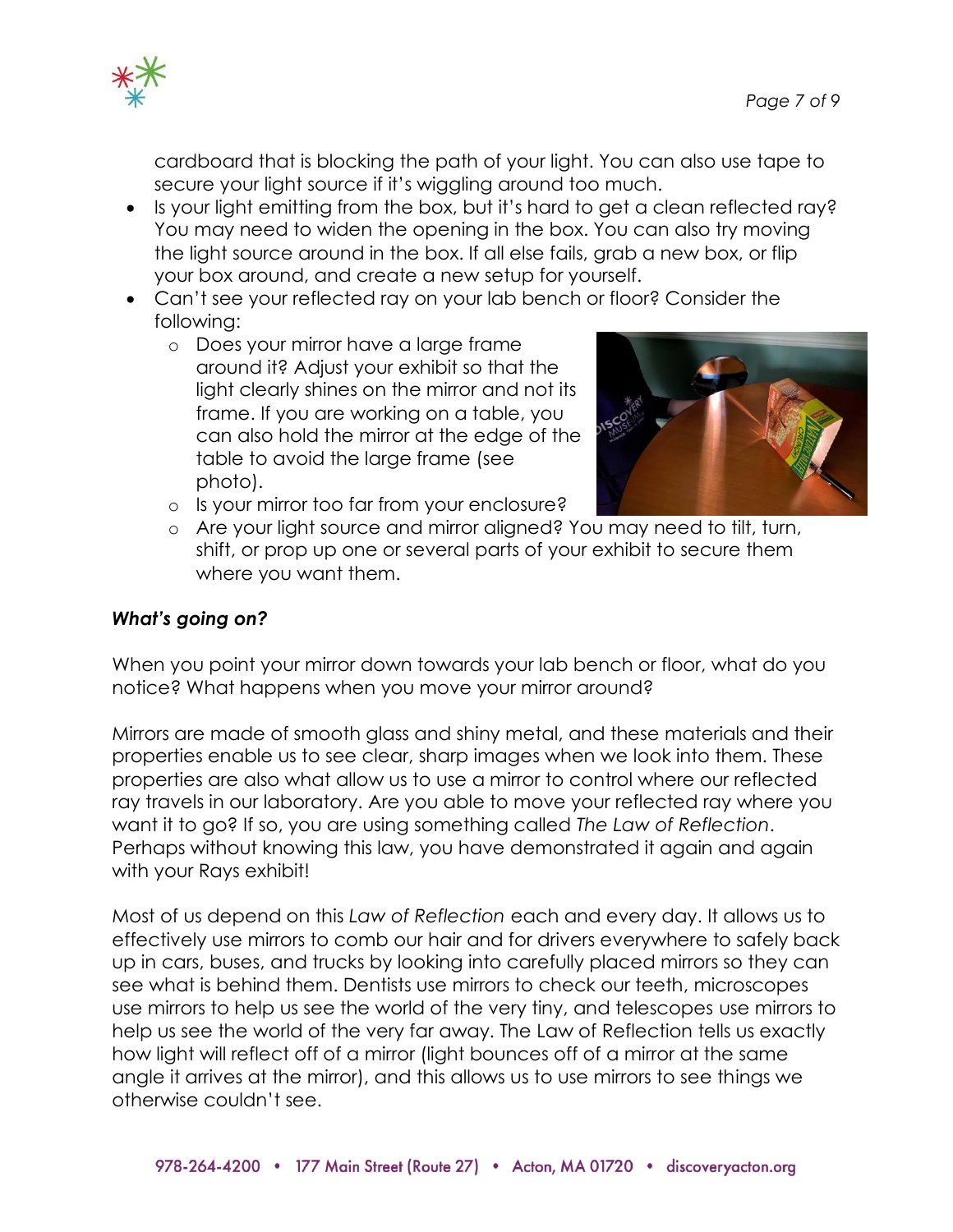cardboard that is blocking the path of your light. You can also use tape to secure your light source if it's wiggling around too much.

- Is your light emitting from the box, but it's hard to get a clean reflected ray? You may need to widen the opening in the box. You can also try moving the light source around in the box. If all else fails, grab a new box, or flip your box around, and create a new setup for yourself.
- Can't see your reflected ray on your lab bench or floor? Consider the following:
  - Does your mirror have a large frame around it? Adjust your exhibit so that the light clearly shines on the mirror and not its frame. If you are working on a table, you can also hold the mirror at the edge of the table to avoid the large frame (see photo).
  - Is your mirror too far from your enclosure?
  - Are your light source and mirror aligned? You may need to tilt, turn, shift, or prop up one or several parts of your exhibit to secure them where you want them.

***What's going on?***

When you point your mirror down towards your lab bench or floor, what do you notice? What happens when you move your mirror around?

Mirrors are made of smooth glass and shiny metal, and these materials and their properties enable us to see clear, sharp images when we look into them. These properties are also what allow us to use a mirror to control where our reflected ray travels in our laboratory. Are you able to move your reflected ray where you want it to go? If so, you are using something called *The Law of Reflection*. Perhaps without knowing this law, you have demonstrated it again and again with your Rays exhibit!

Most of us depend on this *Law of Reflection* each and every day. It allows us to effectively use mirrors to comb our hair and for drivers everywhere to safely back up in cars, buses, and trucks by looking into carefully placed mirrors so they can see what is behind them. Dentists use mirrors to check our teeth, microscopes use mirrors to help us see the world of the very tiny, and telescopes use mirrors to help us see the world of the very far away. The Law of Reflection tells us exactly how light will reflect off of a mirror (light bounces off of a mirror at the same angle it arrives at the mirror), and this allows us to use mirrors to see things we otherwise couldn't see.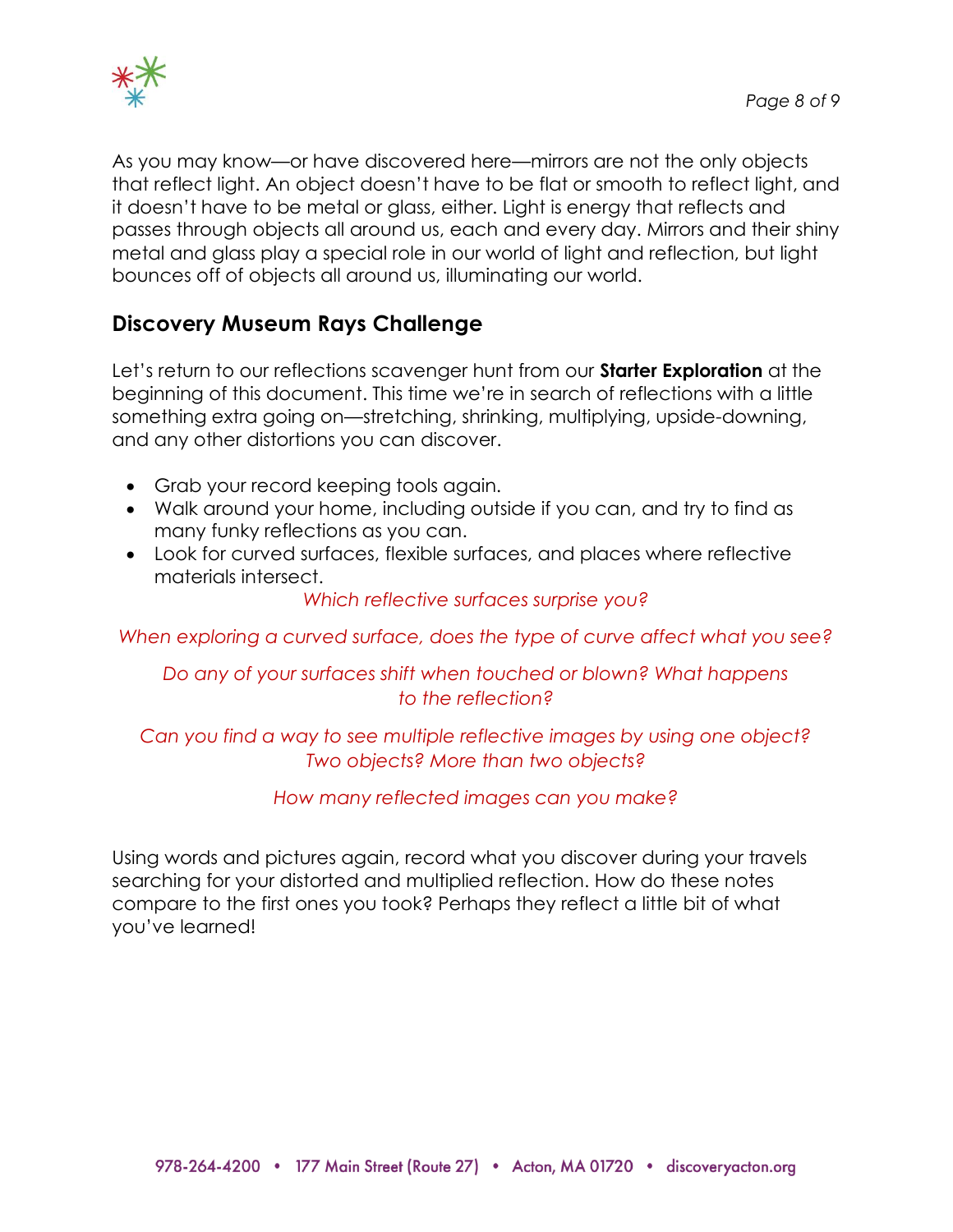As you may know—or have discovered here—mirrors are not the only objects that reflect light. An object doesn't have to be flat or smooth to reflect light, and it doesn't have to be metal or glass, either. Light is energy that reflects and passes through objects all around us, each and every day. Mirrors and their shiny metal and glass play a special role in our world of light and reflection, but light bounces off of objects all around us, illuminating our world.

## Discovery Museum Rays Challenge

Let's return to our reflections scavenger hunt from our **Starter Exploration** at the beginning of this document. This time we're in search of reflections with a little something extra going on—stretching, shrinking, multiplying, upside-downing, and any other distortions you can discover.

- Grab your record keeping tools again.
- Walk around your home, including outside if you can, and try to find as many funky reflections as you can.
- Look for curved surfaces, flexible surfaces, and places where reflective materials intersect.

*Which reflective surfaces surprise you?*

*When exploring a curved surface, does the type of curve affect what you see?*

*Do any of your surfaces shift when touched or blown? What happens to the reflection?*

*Can you find a way to see multiple reflective images by using one object? Two objects? More than two objects?*

*How many reflected images can you make?*

Using words and pictures again, record what you discover during your travels searching for your distorted and multiplied reflection. How do these notes compare to the first ones you took? Perhaps they reflect a little bit of what you've learned!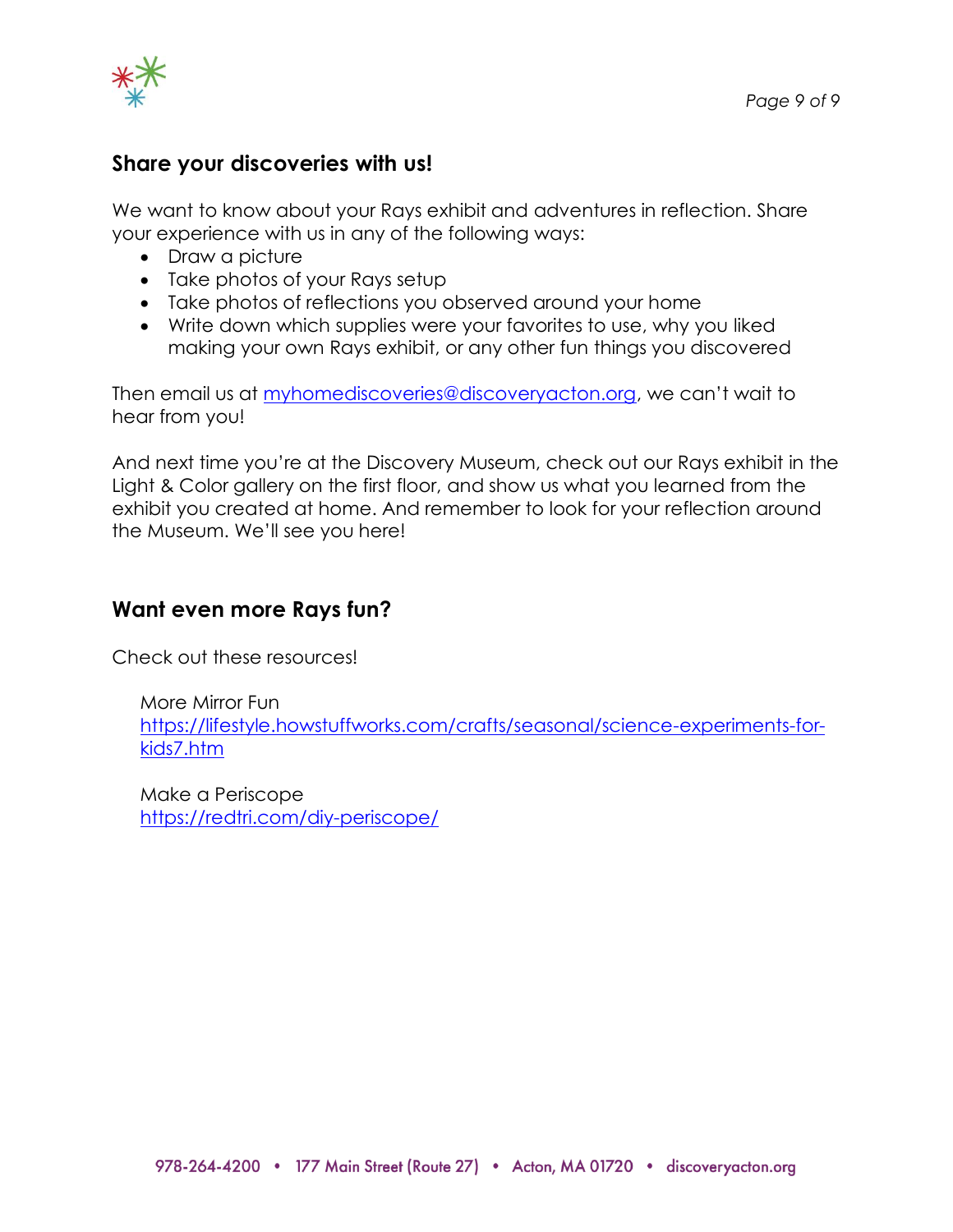## Share your discoveries with us!

We want to know about your Rays exhibit and adventures in reflection. Share your experience with us in any of the following ways:

- Draw a picture
- Take photos of your Rays setup
- Take photos of reflections you observed around your home
- Write down which supplies were your favorites to use, why you liked making your own Rays exhibit, or any other fun things you discovered

Then email us at myhomediscoveries@discoveryacton.org, we can't wait to hear from you!

And next time you're at the Discovery Museum, check out our Rays exhibit in the Light & Color gallery on the first floor, and show us what you learned from the exhibit you created at home. And remember to look for your reflection around the Museum. We'll see you here!

## Want even more Rays fun?

Check out these resources!

More Mirror Fun
https://lifestyle.howstuffworks.com/crafts/seasonal/science-experiments-for-kids7.htm

Make a Periscope
https://redtri.com/diy-periscope/